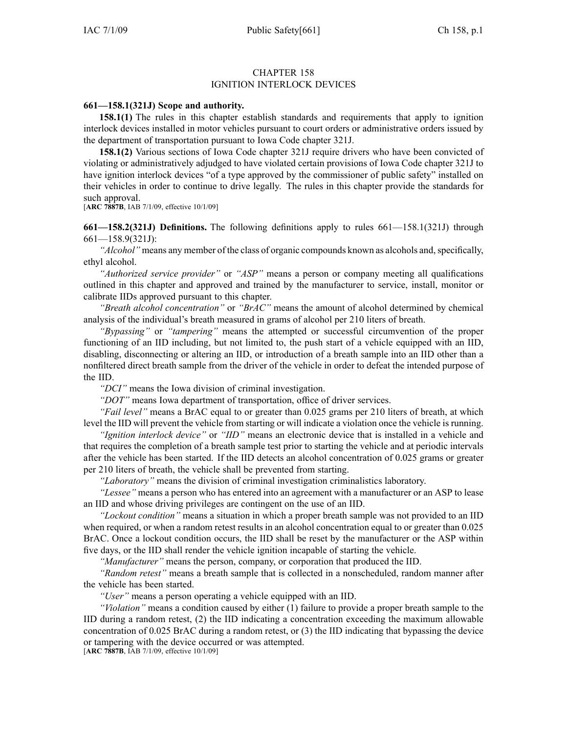# CHAPTER 158
# IGNITION INTERLOCK DEVICES

**661—158.1(321J) Scope and authority.**

**158.1(1)** The rules in this chapter establish standards and requirements that apply to ignition interlock devices installed in motor vehicles pursuant to court orders or administrative orders issued by the department of transportation pursuant to Iowa Code chapter 321J.

**158.1(2)** Various sections of Iowa Code chapter 321J require drivers who have been convicted of violating or administratively adjudged to have violated certain provisions of Iowa Code chapter 321J to have ignition interlock devices "of a type approved by the commissioner of public safety" installed on their vehicles in order to continue to drive legally. The rules in this chapter provide the standards for such approval.

[**ARC 7887B**, IAB 7/1/09, effective 10/1/09]

**661—158.2(321J) Definitions.** The following definitions apply to rules 661—158.1(321J) through 661—158.9(321J):

*"Alcohol"* means any member of the class of organic compounds known as alcohols and, specifically, ethyl alcohol.

*"Authorized service provider"* or *"ASP"* means a person or company meeting all qualifications outlined in this chapter and approved and trained by the manufacturer to service, install, monitor or calibrate IIDs approved pursuant to this chapter.

*"Breath alcohol concentration"* or *"BrAC"* means the amount of alcohol determined by chemical analysis of the individual's breath measured in grams of alcohol per 210 liters of breath.

*"Bypassing"* or *"tampering"* means the attempted or successful circumvention of the proper functioning of an IID including, but not limited to, the push start of a vehicle equipped with an IID, disabling, disconnecting or altering an IID, or introduction of a breath sample into an IID other than a nonfiltered direct breath sample from the driver of the vehicle in order to defeat the intended purpose of the IID.

*"DCI"* means the Iowa division of criminal investigation.

*"DOT"* means Iowa department of transportation, office of driver services.

*"Fail level"* means a BrAC equal to or greater than 0.025 grams per 210 liters of breath, at which level the IID will prevent the vehicle from starting or will indicate a violation once the vehicle is running.

*"Ignition interlock device"* or *"IID"* means an electronic device that is installed in a vehicle and that requires the completion of a breath sample test prior to starting the vehicle and at periodic intervals after the vehicle has been started. If the IID detects an alcohol concentration of 0.025 grams or greater per 210 liters of breath, the vehicle shall be prevented from starting.

*"Laboratory"* means the division of criminal investigation criminalistics laboratory.

*"Lessee"* means a person who has entered into an agreement with a manufacturer or an ASP to lease an IID and whose driving privileges are contingent on the use of an IID.

*"Lockout condition"* means a situation in which a proper breath sample was not provided to an IID when required, or when a random retest results in an alcohol concentration equal to or greater than 0.025 BrAC. Once a lockout condition occurs, the IID shall be reset by the manufacturer or the ASP within five days, or the IID shall render the vehicle ignition incapable of starting the vehicle.

*"Manufacturer"* means the person, company, or corporation that produced the IID.

*"Random retest"* means a breath sample that is collected in a nonscheduled, random manner after the vehicle has been started.

*"User"* means a person operating a vehicle equipped with an IID.

*"Violation"* means a condition caused by either (1) failure to provide a proper breath sample to the IID during a random retest, (2) the IID indicating a concentration exceeding the maximum allowable concentration of 0.025 BrAC during a random retest, or (3) the IID indicating that bypassing the device or tampering with the device occurred or was attempted.

[**ARC 7887B**, IAB 7/1/09, effective 10/1/09]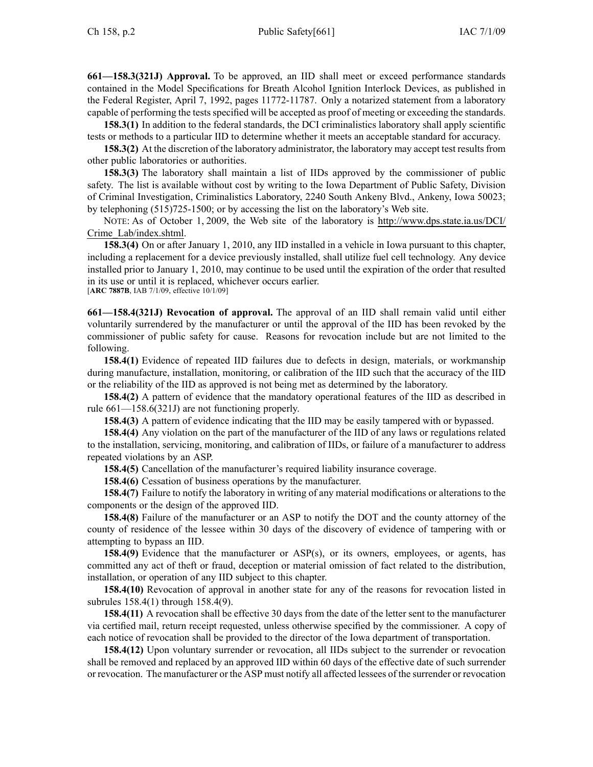**661—158.3(321J) Approval.** To be approved, an IID shall meet or exceed performance standards contained in the Model Specifications for Breath Alcohol Ignition Interlock Devices, as published in the Federal Register, April 7, 1992, pages 11772-11787. Only a notarized statement from a laboratory capable of performing the tests specified will be accepted as proof of meeting or exceeding the standards.

**158.3(1)** In addition to the federal standards, the DCI criminalistics laboratory shall apply scientific tests or methods to a particular IID to determine whether it meets an acceptable standard for accuracy.

**158.3(2)** At the discretion of the laboratory administrator, the laboratory may accept test results from other public laboratories or authorities.

**158.3(3)** The laboratory shall maintain a list of IIDs approved by the commissioner of public safety. The list is available without cost by writing to the Iowa Department of Public Safety, Division of Criminal Investigation, Criminalistics Laboratory, 2240 South Ankeny Blvd., Ankeny, Iowa 50023; by telephoning (515)725-1500; or by accessing the list on the laboratory's Web site.

NOTE: As of October 1, 2009, the Web site of the laboratory is http://www.dps.state.ia.us/DCI/Crime_Lab/index.shtml.

**158.3(4)** On or after January 1, 2010, any IID installed in a vehicle in Iowa pursuant to this chapter, including a replacement for a device previously installed, shall utilize fuel cell technology. Any device installed prior to January 1, 2010, may continue to be used until the expiration of the order that resulted in its use or until it is replaced, whichever occurs earlier.
[**ARC 7887B**, IAB 7/1/09, effective 10/1/09]

**661—158.4(321J) Revocation of approval.** The approval of an IID shall remain valid until either voluntarily surrendered by the manufacturer or until the approval of the IID has been revoked by the commissioner of public safety for cause. Reasons for revocation include but are not limited to the following.

**158.4(1)** Evidence of repeated IID failures due to defects in design, materials, or workmanship during manufacture, installation, monitoring, or calibration of the IID such that the accuracy of the IID or the reliability of the IID as approved is not being met as determined by the laboratory.

**158.4(2)** A pattern of evidence that the mandatory operational features of the IID as described in rule 661—158.6(321J) are not functioning properly.

**158.4(3)** A pattern of evidence indicating that the IID may be easily tampered with or bypassed.

**158.4(4)** Any violation on the part of the manufacturer of the IID of any laws or regulations related to the installation, servicing, monitoring, and calibration of IIDs, or failure of a manufacturer to address repeated violations by an ASP.

**158.4(5)** Cancellation of the manufacturer's required liability insurance coverage.

**158.4(6)** Cessation of business operations by the manufacturer.

**158.4(7)** Failure to notify the laboratory in writing of any material modifications or alterations to the components or the design of the approved IID.

**158.4(8)** Failure of the manufacturer or an ASP to notify the DOT and the county attorney of the county of residence of the lessee within 30 days of the discovery of evidence of tampering with or attempting to bypass an IID.

**158.4(9)** Evidence that the manufacturer or ASP(s), or its owners, employees, or agents, has committed any act of theft or fraud, deception or material omission of fact related to the distribution, installation, or operation of any IID subject to this chapter.

**158.4(10)** Revocation of approval in another state for any of the reasons for revocation listed in subrules 158.4(1) through 158.4(9).

**158.4(11)** A revocation shall be effective 30 days from the date of the letter sent to the manufacturer via certified mail, return receipt requested, unless otherwise specified by the commissioner. A copy of each notice of revocation shall be provided to the director of the Iowa department of transportation.

**158.4(12)** Upon voluntary surrender or revocation, all IIDs subject to the surrender or revocation shall be removed and replaced by an approved IID within 60 days of the effective date of such surrender or revocation. The manufacturer or the ASP must notify all affected lessees of the surrender or revocation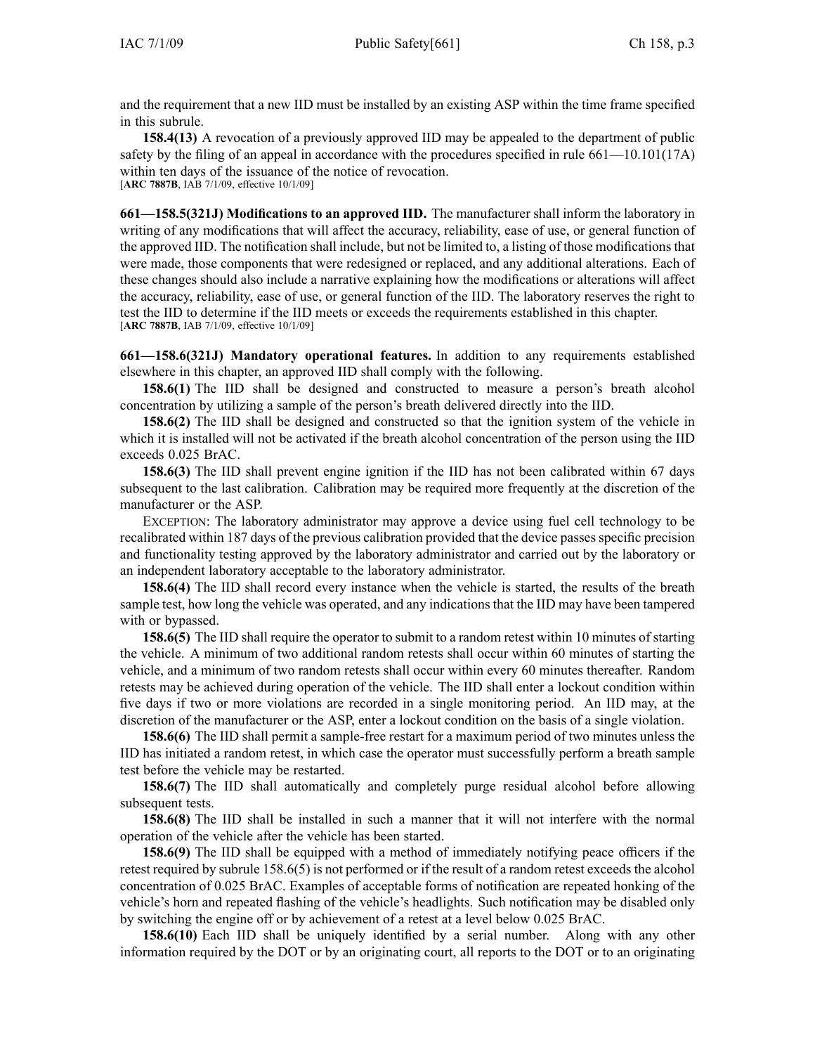and the requirement that a new IID must be installed by an existing ASP within the time frame specified in this subrule.

**158.4(13)** A revocation of a previously approved IID may be appealed to the department of public safety by the filing of an appeal in accordance with the procedures specified in rule 661—10.101(17A) within ten days of the issuance of the notice of revocation.
[**ARC 7887B**, IAB 7/1/09, effective 10/1/09]

**661—158.5(321J) Modifications to an approved IID.** The manufacturer shall inform the laboratory in writing of any modifications that will affect the accuracy, reliability, ease of use, or general function of the approved IID. The notification shall include, but not be limited to, a listing of those modifications that were made, those components that were redesigned or replaced, and any additional alterations. Each of these changes should also include a narrative explaining how the modifications or alterations will affect the accuracy, reliability, ease of use, or general function of the IID. The laboratory reserves the right to test the IID to determine if the IID meets or exceeds the requirements established in this chapter.
[**ARC 7887B**, IAB 7/1/09, effective 10/1/09]

**661—158.6(321J) Mandatory operational features.** In addition to any requirements established elsewhere in this chapter, an approved IID shall comply with the following.

**158.6(1)** The IID shall be designed and constructed to measure a person's breath alcohol concentration by utilizing a sample of the person's breath delivered directly into the IID.

**158.6(2)** The IID shall be designed and constructed so that the ignition system of the vehicle in which it is installed will not be activated if the breath alcohol concentration of the person using the IID exceeds 0.025 BrAC.

**158.6(3)** The IID shall prevent engine ignition if the IID has not been calibrated within 67 days subsequent to the last calibration. Calibration may be required more frequently at the discretion of the manufacturer or the ASP.

EXCEPTION: The laboratory administrator may approve a device using fuel cell technology to be recalibrated within 187 days of the previous calibration provided that the device passes specific precision and functionality testing approved by the laboratory administrator and carried out by the laboratory or an independent laboratory acceptable to the laboratory administrator.

**158.6(4)** The IID shall record every instance when the vehicle is started, the results of the breath sample test, how long the vehicle was operated, and any indications that the IID may have been tampered with or bypassed.

**158.6(5)** The IID shall require the operator to submit to a random retest within 10 minutes of starting the vehicle. A minimum of two additional random retests shall occur within 60 minutes of starting the vehicle, and a minimum of two random retests shall occur within every 60 minutes thereafter. Random retests may be achieved during operation of the vehicle. The IID shall enter a lockout condition within five days if two or more violations are recorded in a single monitoring period. An IID may, at the discretion of the manufacturer or the ASP, enter a lockout condition on the basis of a single violation.

**158.6(6)** The IID shall permit a sample-free restart for a maximum period of two minutes unless the IID has initiated a random retest, in which case the operator must successfully perform a breath sample test before the vehicle may be restarted.

**158.6(7)** The IID shall automatically and completely purge residual alcohol before allowing subsequent tests.

**158.6(8)** The IID shall be installed in such a manner that it will not interfere with the normal operation of the vehicle after the vehicle has been started.

**158.6(9)** The IID shall be equipped with a method of immediately notifying peace officers if the retest required by subrule 158.6(5) is not performed or if the result of a random retest exceeds the alcohol concentration of 0.025 BrAC. Examples of acceptable forms of notification are repeated honking of the vehicle's horn and repeated flashing of the vehicle's headlights. Such notification may be disabled only by switching the engine off or by achievement of a retest at a level below 0.025 BrAC.

**158.6(10)** Each IID shall be uniquely identified by a serial number. Along with any other information required by the DOT or by an originating court, all reports to the DOT or to an originating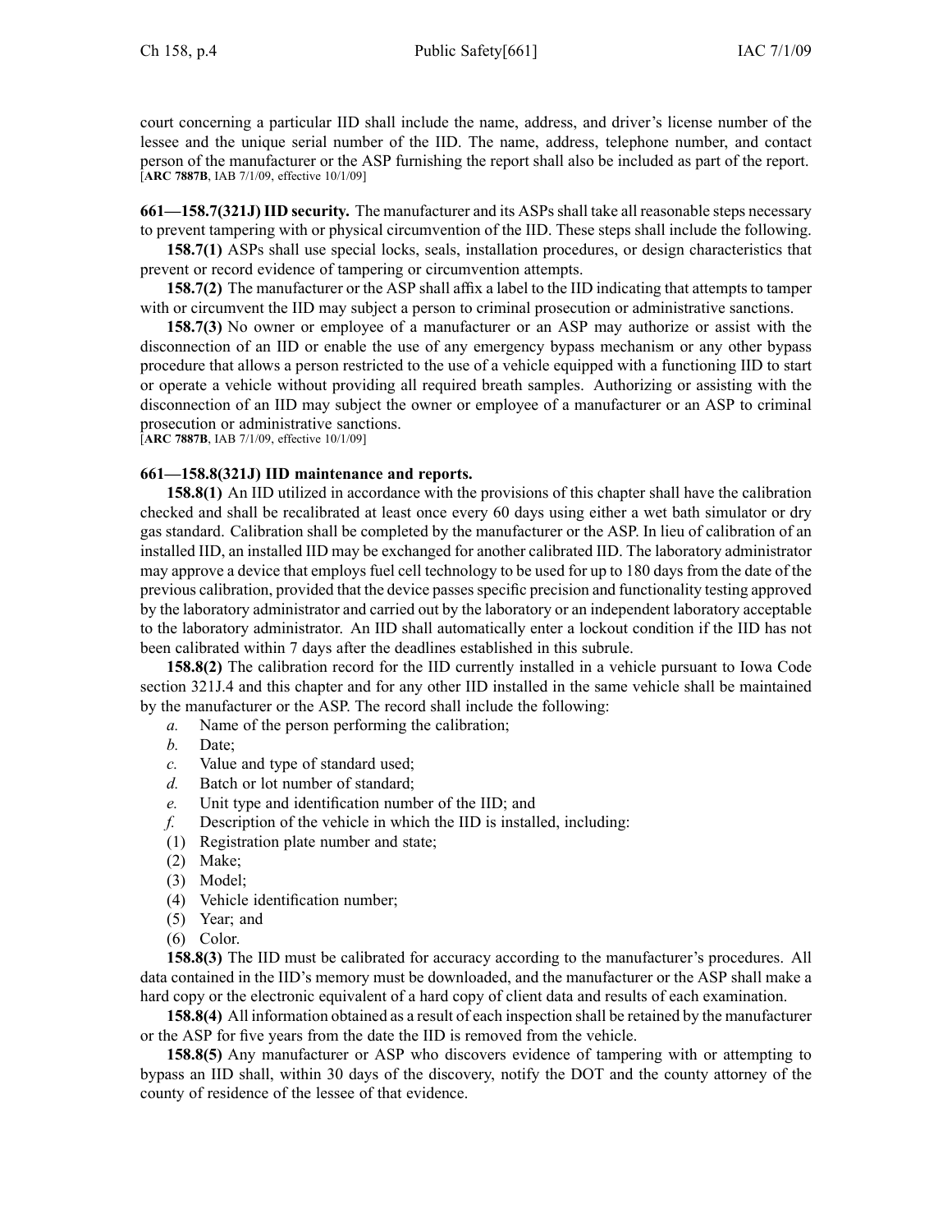court concerning a particular IID shall include the name, address, and driver's license number of the lessee and the unique serial number of the IID. The name, address, telephone number, and contact person of the manufacturer or the ASP furnishing the report shall also be included as part of the report.
[**ARC 7887B**, IAB 7/1/09, effective 10/1/09]

**661—158.7(321J) IID security.** The manufacturer and its ASPs shall take all reasonable steps necessary to prevent tampering with or physical circumvention of the IID. These steps shall include the following.

**158.7(1)** ASPs shall use special locks, seals, installation procedures, or design characteristics that prevent or record evidence of tampering or circumvention attempts.

**158.7(2)** The manufacturer or the ASP shall affix a label to the IID indicating that attempts to tamper with or circumvent the IID may subject a person to criminal prosecution or administrative sanctions.

**158.7(3)** No owner or employee of a manufacturer or an ASP may authorize or assist with the disconnection of an IID or enable the use of any emergency bypass mechanism or any other bypass procedure that allows a person restricted to the use of a vehicle equipped with a functioning IID to start or operate a vehicle without providing all required breath samples. Authorizing or assisting with the disconnection of an IID may subject the owner or employee of a manufacturer or an ASP to criminal prosecution or administrative sanctions.
[**ARC 7887B**, IAB 7/1/09, effective 10/1/09]

**661—158.8(321J) IID maintenance and reports.**

**158.8(1)** An IID utilized in accordance with the provisions of this chapter shall have the calibration checked and shall be recalibrated at least once every 60 days using either a wet bath simulator or dry gas standard. Calibration shall be completed by the manufacturer or the ASP. In lieu of calibration of an installed IID, an installed IID may be exchanged for another calibrated IID. The laboratory administrator may approve a device that employs fuel cell technology to be used for up to 180 days from the date of the previous calibration, provided that the device passes specific precision and functionality testing approved by the laboratory administrator and carried out by the laboratory or an independent laboratory acceptable to the laboratory administrator. An IID shall automatically enter a lockout condition if the IID has not been calibrated within 7 days after the deadlines established in this subrule.

**158.8(2)** The calibration record for the IID currently installed in a vehicle pursuant to Iowa Code section 321J.4 and this chapter and for any other IID installed in the same vehicle shall be maintained by the manufacturer or the ASP. The record shall include the following:

*a.* Name of the person performing the calibration;

*b.* Date;

*c.* Value and type of standard used;

*d.* Batch or lot number of standard;

*e.* Unit type and identification number of the IID; and

*f.* Description of the vehicle in which the IID is installed, including:

(1) Registration plate number and state;

(2) Make;

(3) Model;

(4) Vehicle identification number;

(5) Year; and

(6) Color.

**158.8(3)** The IID must be calibrated for accuracy according to the manufacturer's procedures. All data contained in the IID's memory must be downloaded, and the manufacturer or the ASP shall make a hard copy or the electronic equivalent of a hard copy of client data and results of each examination.

**158.8(4)** All information obtained as a result of each inspection shall be retained by the manufacturer or the ASP for five years from the date the IID is removed from the vehicle.

**158.8(5)** Any manufacturer or ASP who discovers evidence of tampering with or attempting to bypass an IID shall, within 30 days of the discovery, notify the DOT and the county attorney of the county of residence of the lessee of that evidence.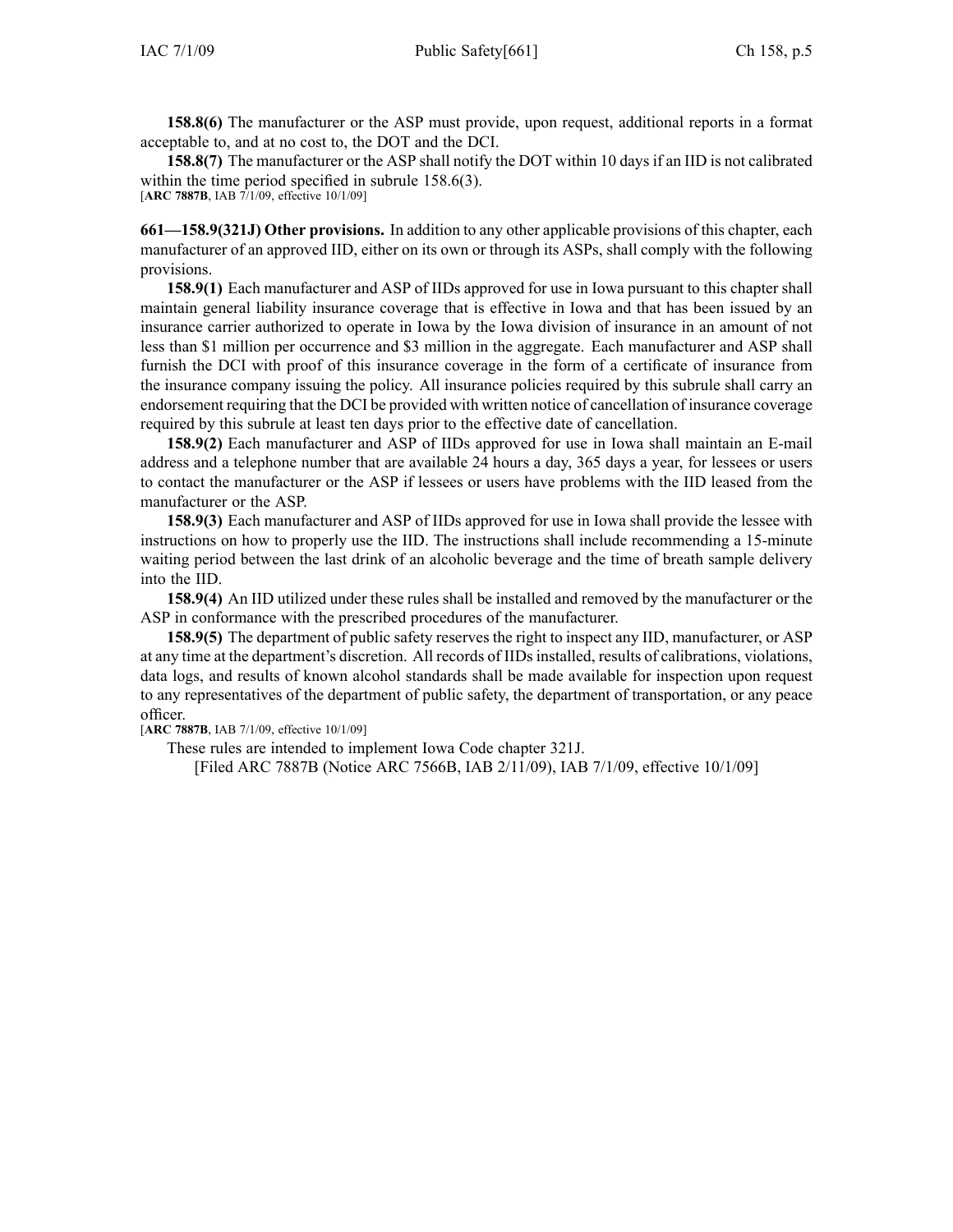**158.8(6)** The manufacturer or the ASP must provide, upon request, additional reports in a format acceptable to, and at no cost to, the DOT and the DCI.

**158.8(7)** The manufacturer or the ASP shall notify the DOT within 10 days if an IID is not calibrated within the time period specified in subrule 158.6(3).

[**ARC 7887B**, IAB 7/1/09, effective 10/1/09]

**661—158.9(321J) Other provisions.** In addition to any other applicable provisions of this chapter, each manufacturer of an approved IID, either on its own or through its ASPs, shall comply with the following provisions.

**158.9(1)** Each manufacturer and ASP of IIDs approved for use in Iowa pursuant to this chapter shall maintain general liability insurance coverage that is effective in Iowa and that has been issued by an insurance carrier authorized to operate in Iowa by the Iowa division of insurance in an amount of not less than $1 million per occurrence and $3 million in the aggregate. Each manufacturer and ASP shall furnish the DCI with proof of this insurance coverage in the form of a certificate of insurance from the insurance company issuing the policy. All insurance policies required by this subrule shall carry an endorsement requiring that the DCI be provided with written notice of cancellation of insurance coverage required by this subrule at least ten days prior to the effective date of cancellation.

**158.9(2)** Each manufacturer and ASP of IIDs approved for use in Iowa shall maintain an E-mail address and a telephone number that are available 24 hours a day, 365 days a year, for lessees or users to contact the manufacturer or the ASP if lessees or users have problems with the IID leased from the manufacturer or the ASP.

**158.9(3)** Each manufacturer and ASP of IIDs approved for use in Iowa shall provide the lessee with instructions on how to properly use the IID. The instructions shall include recommending a 15-minute waiting period between the last drink of an alcoholic beverage and the time of breath sample delivery into the IID.

**158.9(4)** An IID utilized under these rules shall be installed and removed by the manufacturer or the ASP in conformance with the prescribed procedures of the manufacturer.

**158.9(5)** The department of public safety reserves the right to inspect any IID, manufacturer, or ASP at any time at the department's discretion. All records of IIDs installed, results of calibrations, violations, data logs, and results of known alcohol standards shall be made available for inspection upon request to any representatives of the department of public safety, the department of transportation, or any peace officer.

[**ARC 7887B**, IAB 7/1/09, effective 10/1/09]

These rules are intended to implement Iowa Code chapter 321J.

[Filed ARC 7887B (Notice ARC 7566B, IAB 2/11/09), IAB 7/1/09, effective 10/1/09]